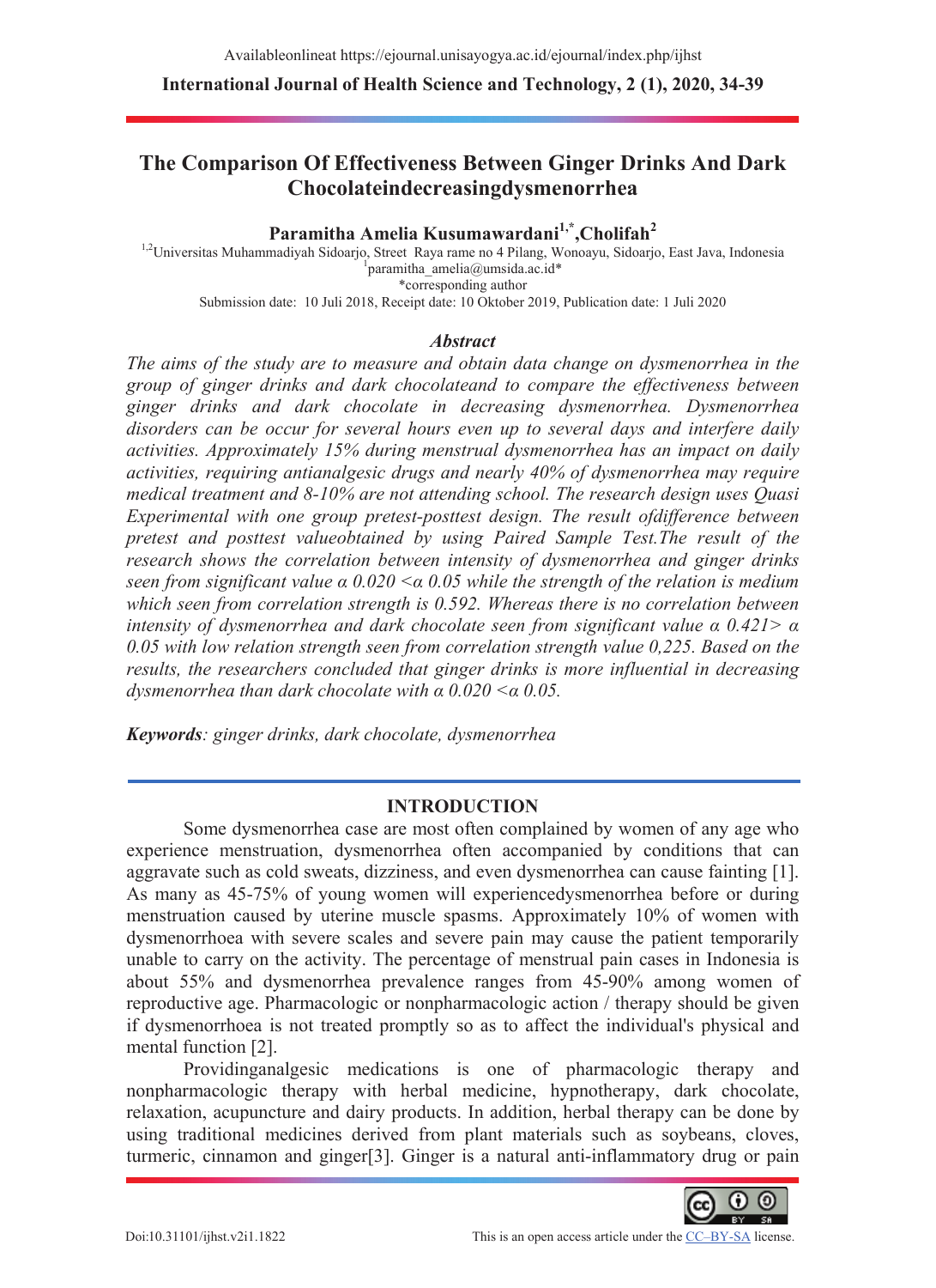# The Comparison Of Effectiveness Between Ginger Drinks And Dark Chocolateindecreasingdysmenorrhea

**Paramitha Amelia Kusumawardani[1,*], Cholifah[2]**

[1,2]Universitas Muhammadiyah Sidoarjo, Street Raya rame no 4 Pilang, Wonoayu, Sidoarjo, East Java, Indonesia
[1]paramitha_amelia@umsida.ac.id*
*corresponding author
Submission date: 10 Juli 2018, Receipt date: 10 Oktober 2019, Publication date: 1 Juli 2020

## Abstract

*The aims of the study are to measure and obtain data change on dysmenorrhea in the group of ginger drinks and dark chocolateand to compare the effectiveness between ginger drinks and dark chocolate in decreasing dysmenorrhea. Dysmenorrhea disorders can be occur for several hours even up to several days and interfere daily activities. Approximately 15% during menstrual dysmenorrhea has an impact on daily activities, requiring antianalgesic drugs and nearly 40% of dysmenorrhea may require medical treatment and 8-10% are not attending school. The research design uses Quasi Experimental with one group pretest-posttest design. The result ofdifference between pretest and posttest valueobtained by using Paired Sample Test.The result of the research shows the correlation between intensity of dysmenorrhea and ginger drinks seen from significant value α 0.020 <α 0.05 while the strength of the relation is medium which seen from correlation strength is 0.592. Whereas there is no correlation between intensity of dysmenorrhea and dark chocolate seen from significant value α 0.421> α 0.05 with low relation strength seen from correlation strength value 0,225. Based on the results, the researchers concluded that ginger drinks is more influential in decreasing dysmenorrhea than dark chocolate with α 0.020 <α 0.05.*

***Keywords**: ginger drinks, dark chocolate, dysmenorrhea*

## INTRODUCTION

Some dysmenorrhea case are most often complained by women of any age who experience menstruation, dysmenorrhea often accompanied by conditions that can aggravate such as cold sweats, dizziness, and even dysmenorrhea can cause fainting [1]. As many as 45-75% of young women will experiencedysmenorrhea before or during menstruation caused by uterine muscle spasms. Approximately 10% of women with dysmenorrhoea with severe scales and severe pain may cause the patient temporarily unable to carry on the activity. The percentage of menstrual pain cases in Indonesia is about 55% and dysmenorrhea prevalence ranges from 45-90% among women of reproductive age. Pharmacologic or nonpharmacologic action / therapy should be given if dysmenorrhoea is not treated promptly so as to affect the individual's physical and mental function [2].

Providinganalgesic medications is one of pharmacologic therapy and nonpharmacologic therapy with herbal medicine, hypnotherapy, dark chocolate, relaxation, acupuncture and dairy products. In addition, herbal therapy can be done by using traditional medicines derived from plant materials such as soybeans, cloves, turmeric, cinnamon and ginger[3]. Ginger is a natural anti-inflammatory drug or pain

Doi:10.31101/ijhst.v2i1.1822

This is an open access article under the CC–BY-SA license.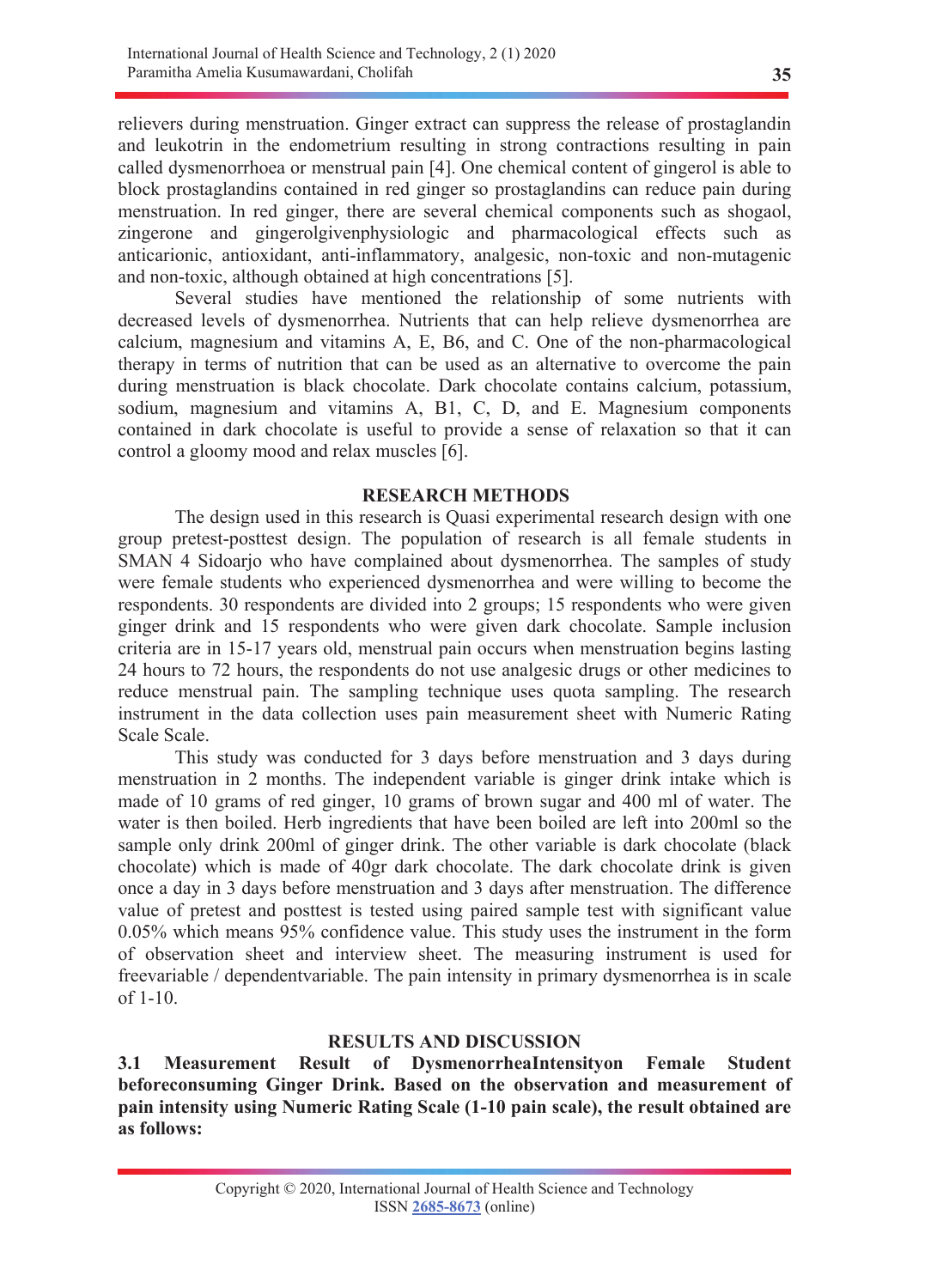relievers during menstruation. Ginger extract can suppress the release of prostaglandin and leukotrin in the endometrium resulting in strong contractions resulting in pain called dysmenorrhoea or menstrual pain [4]. One chemical content of gingerol is able to block prostaglandins contained in red ginger so prostaglandins can reduce pain during menstruation. In red ginger, there are several chemical components such as shogaol, zingerone and gingerolgivenphysiologic and pharmacological effects such as anticarionic, antioxidant, anti-inflammatory, analgesic, non-toxic and non-mutagenic and non-toxic, although obtained at high concentrations [5].

Several studies have mentioned the relationship of some nutrients with decreased levels of dysmenorrhea. Nutrients that can help relieve dysmenorrhea are calcium, magnesium and vitamins A, E, B6, and C. One of the non-pharmacological therapy in terms of nutrition that can be used as an alternative to overcome the pain during menstruation is black chocolate. Dark chocolate contains calcium, potassium, sodium, magnesium and vitamins A, B1, C, D, and E. Magnesium components contained in dark chocolate is useful to provide a sense of relaxation so that it can control a gloomy mood and relax muscles [6].

## RESEARCH METHODS

The design used in this research is Quasi experimental research design with one group pretest-posttest design. The population of research is all female students in SMAN 4 Sidoarjo who have complained about dysmenorrhea. The samples of study were female students who experienced dysmenorrhea and were willing to become the respondents. 30 respondents are divided into 2 groups; 15 respondents who were given ginger drink and 15 respondents who were given dark chocolate. Sample inclusion criteria are in 15-17 years old, menstrual pain occurs when menstruation begins lasting 24 hours to 72 hours, the respondents do not use analgesic drugs or other medicines to reduce menstrual pain. The sampling technique uses quota sampling. The research instrument in the data collection uses pain measurement sheet with Numeric Rating Scale Scale.

This study was conducted for 3 days before menstruation and 3 days during menstruation in 2 months. The independent variable is ginger drink intake which is made of 10 grams of red ginger, 10 grams of brown sugar and 400 ml of water. The water is then boiled. Herb ingredients that have been boiled are left into 200ml so the sample only drink 200ml of ginger drink. The other variable is dark chocolate (black chocolate) which is made of 40gr dark chocolate. The dark chocolate drink is given once a day in 3 days before menstruation and 3 days after menstruation. The difference value of pretest and posttest is tested using paired sample test with significant value 0.05% which means 95% confidence value. This study uses the instrument in the form of observation sheet and interview sheet. The measuring instrument is used for freevariable / dependentvariable. The pain intensity in primary dysmenorrhea is in scale of 1-10.

## RESULTS AND DISCUSSION

**3.1 Measurement Result of DysmenorrheaIntensityon Female Student beforeconsuming Ginger Drink. Based on the observation and measurement of pain intensity using Numeric Rating Scale (1-10 pain scale), the result obtained are as follows:**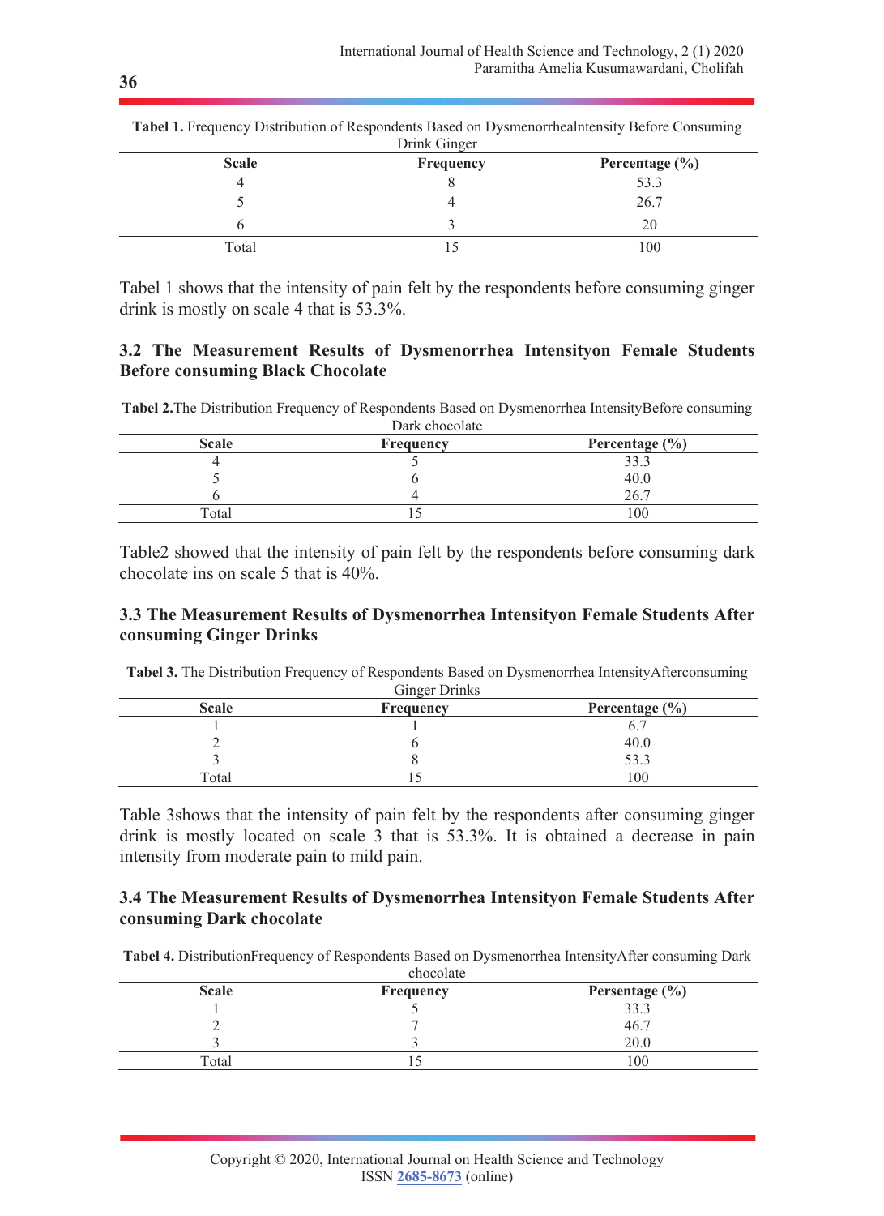**Tabel 1.** Frequency Distribution of Respondents Based on Dysmenorrhealntensity Before Consuming Drink Ginger

| Scale | Frequency | Percentage (%) |
|---|---|---|
| 4 | 8 | 53.3 |
| 5 | 4 | 26.7 |
| 6 | 3 | 20 |
| Total | 15 | 100 |

Tabel 1 shows that the intensity of pain felt by the respondents before consuming ginger drink is mostly on scale 4 that is 53.3%.

### 3.2 The Measurement Results of Dysmenorrhea Intensityon Female Students Before consuming Black Chocolate

**Tabel 2.**The Distribution Frequency of Respondents Based on Dysmenorrhea IntensityBefore consuming Dark chocolate

| Scale | Frequency | Percentage (%) |
|---|---|---|
| 4 | 5 | 33.3 |
| 5 | 6 | 40.0 |
| 6 | 4 | 26.7 |
| Total | 15 | 100 |

Table2 showed that the intensity of pain felt by the respondents before consuming dark chocolate ins on scale 5 that is 40%.

### 3.3 The Measurement Results of Dysmenorrhea Intensityon Female Students After consuming Ginger Drinks

**Tabel 3.** The Distribution Frequency of Respondents Based on Dysmenorrhea IntensityAfterconsuming Ginger Drinks

| Scale | Frequency | Percentage (%) |
|---|---|---|
| 1 | 1 | 6.7 |
| 2 | 6 | 40.0 |
| 3 | 8 | 53.3 |
| Total | 15 | 100 |

Table 3shows that the intensity of pain felt by the respondents after consuming ginger drink is mostly located on scale 3 that is 53.3%. It is obtained a decrease in pain intensity from moderate pain to mild pain.

### 3.4 The Measurement Results of Dysmenorrhea Intensityon Female Students After consuming Dark chocolate

**Tabel 4.** DistributionFrequency of Respondents Based on Dysmenorrhea IntensityAfter consuming Dark chocolate

| Scale | Frequency | Persentage (%) |
|---|---|---|
| 1 | 5 | 33.3 |
| 2 | 7 | 46.7 |
| 3 | 3 | 20.0 |
| Total | 15 | 100 |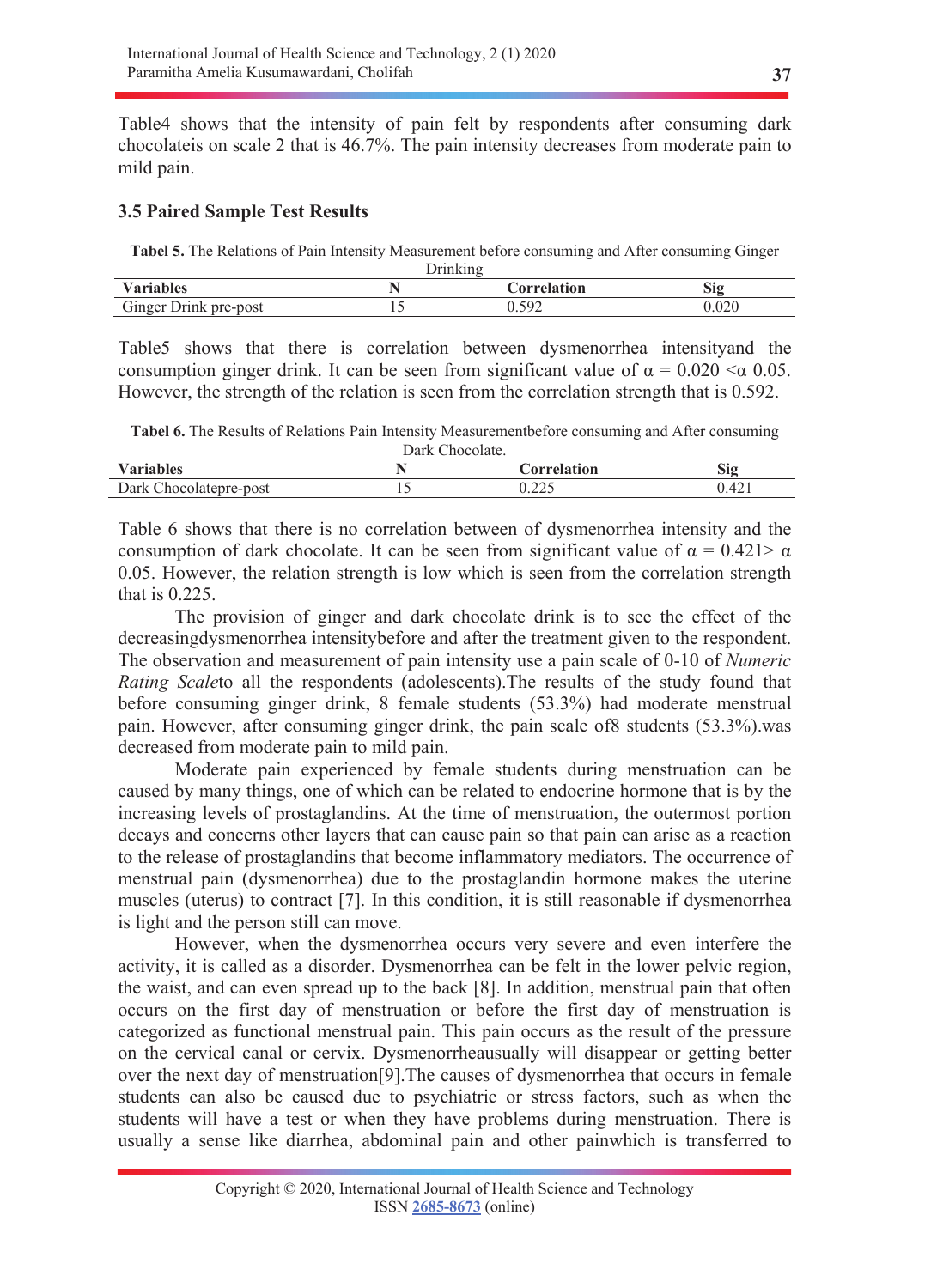Table4 shows that the intensity of pain felt by respondents after consuming dark chocolateis on scale 2 that is 46.7%. The pain intensity decreases from moderate pain to mild pain.

### 3.5 Paired Sample Test Results

**Tabel 5.** The Relations of Pain Intensity Measurement before consuming and After consuming Ginger Drinking

| Variables | N | Correlation | Sig |
|---|---|---|---|
| Ginger Drink pre-post | 15 | 0.592 | 0.020 |

Table5 shows that there is correlation between dysmenorrhea intensityand the consumption ginger drink. It can be seen from significant value of $\alpha = 0.020 < \alpha$ 0.05. However, the strength of the relation is seen from the correlation strength that is 0.592.

**Tabel 6.** The Results of Relations Pain Intensity Measurementbefore consuming and After consuming Dark Chocolate.

| Variables | N | Correlation | Sig |
|---|---|---|---|
| Dark Chocolatepre-post | 15 | 0.225 | 0.421 |

Table 6 shows that there is no correlation between of dysmenorrhea intensity and the consumption of dark chocolate. It can be seen from significant value of $\alpha = 0.421 > \alpha$ 0.05. However, the relation strength is low which is seen from the correlation strength that is 0.225.

The provision of ginger and dark chocolate drink is to see the effect of the decreasingdysmenorrhea intensitybefore and after the treatment given to the respondent. The observation and measurement of pain intensity use a pain scale of 0-10 of *Numeric Rating Scale*to all the respondents (adolescents).The results of the study found that before consuming ginger drink, 8 female students (53.3%) had moderate menstrual pain. However, after consuming ginger drink, the pain scale of8 students (53.3%).was decreased from moderate pain to mild pain.

Moderate pain experienced by female students during menstruation can be caused by many things, one of which can be related to endocrine hormone that is by the increasing levels of prostaglandins. At the time of menstruation, the outermost portion decays and concerns other layers that can cause pain so that pain can arise as a reaction to the release of prostaglandins that become inflammatory mediators. The occurrence of menstrual pain (dysmenorrhea) due to the prostaglandin hormone makes the uterine muscles (uterus) to contract [7]. In this condition, it is still reasonable if dysmenorrhea is light and the person still can move.

However, when the dysmenorrhea occurs very severe and even interfere the activity, it is called as a disorder. Dysmenorrhea can be felt in the lower pelvic region, the waist, and can even spread up to the back [8]. In addition, menstrual pain that often occurs on the first day of menstruation or before the first day of menstruation is categorized as functional menstrual pain. This pain occurs as the result of the pressure on the cervical canal or cervix. Dysmenorrheausually will disappear or getting better over the next day of menstruation[9].The causes of dysmenorrhea that occurs in female students can also be caused due to psychiatric or stress factors, such as when the students will have a test or when they have problems during menstruation. There is usually a sense like diarrhea, abdominal pain and other painwhich is transferred to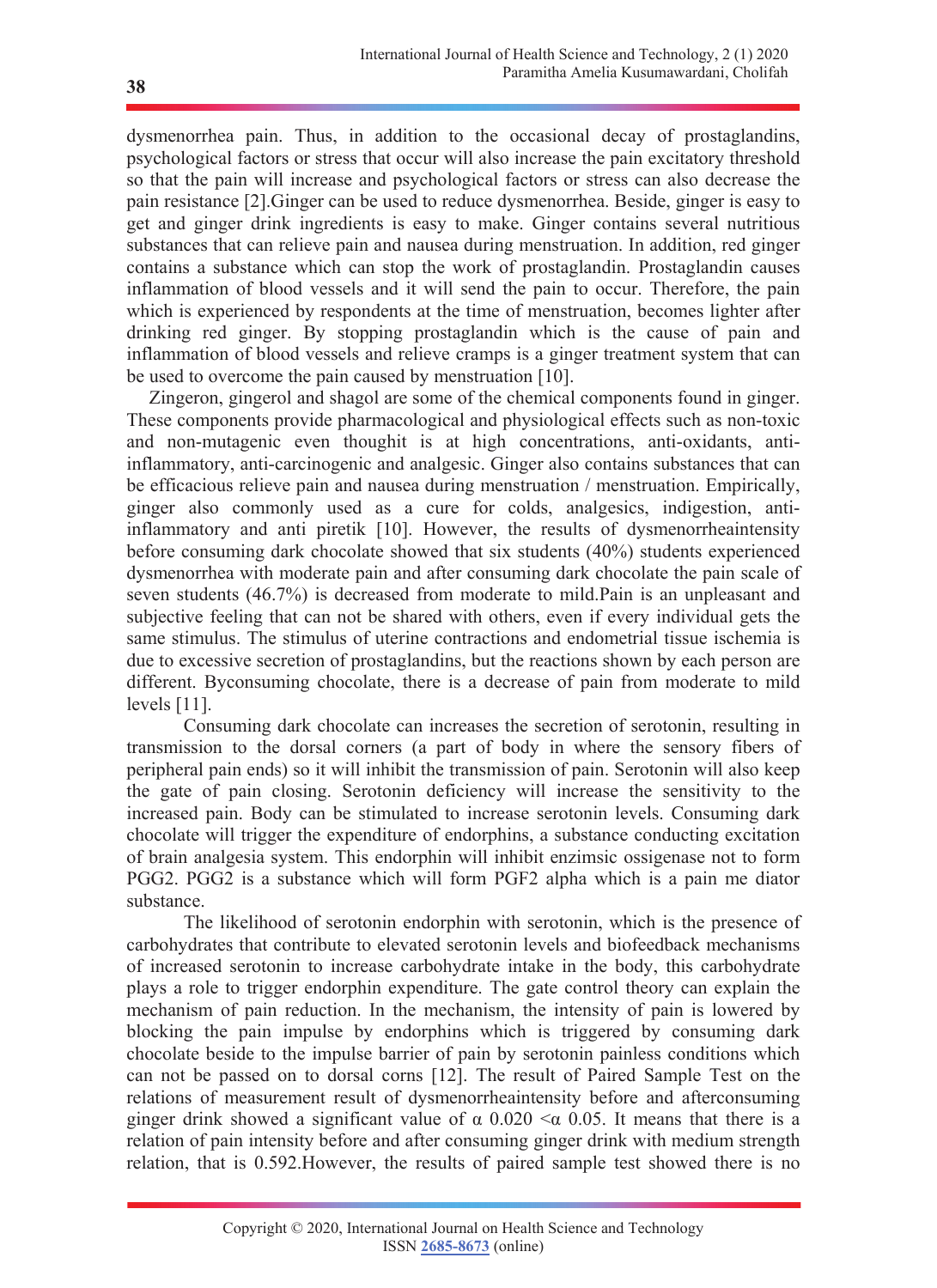dysmenorrhea pain. Thus, in addition to the occasional decay of prostaglandins, psychological factors or stress that occur will also increase the pain excitatory threshold so that the pain will increase and psychological factors or stress can also decrease the pain resistance [2].Ginger can be used to reduce dysmenorrhea. Beside, ginger is easy to get and ginger drink ingredients is easy to make. Ginger contains several nutritious substances that can relieve pain and nausea during menstruation. In addition, red ginger contains a substance which can stop the work of prostaglandin. Prostaglandin causes inflammation of blood vessels and it will send the pain to occur. Therefore, the pain which is experienced by respondents at the time of menstruation, becomes lighter after drinking red ginger. By stopping prostaglandin which is the cause of pain and inflammation of blood vessels and relieve cramps is a ginger treatment system that can be used to overcome the pain caused by menstruation [10].

Zingeron, gingerol and shagol are some of the chemical components found in ginger. These components provide pharmacological and physiological effects such as non-toxic and non-mutagenic even thought is at high concentrations, anti-oxidants, anti-inflammatory, anti-carcinogenic and analgesic. Ginger also contains substances that can be efficacious relieve pain and nausea during menstruation / menstruation. Empirically, ginger also commonly used as a cure for colds, analgesics, indigestion, anti-inflammatory and anti piretik [10]. However, the results of dysmenorrheaintensity before consuming dark chocolate showed that six students (40%) students experienced dysmenorrhea with moderate pain and after consuming dark chocolate the pain scale of seven students (46.7%) is decreased from moderate to mild.Pain is an unpleasant and subjective feeling that can not be shared with others, even if every individual gets the same stimulus. The stimulus of uterine contractions and endometrial tissue ischemia is due to excessive secretion of prostaglandins, but the reactions shown by each person are different. Byconsuming chocolate, there is a decrease of pain from moderate to mild levels [11].

Consuming dark chocolate can increases the secretion of serotonin, resulting in transmission to the dorsal corners (a part of body in where the sensory fibers of peripheral pain ends) so it will inhibit the transmission of pain. Serotonin will also keep the gate of pain closing. Serotonin deficiency will increase the sensitivity to the increased pain. Body can be stimulated to increase serotonin levels. Consuming dark chocolate will trigger the expenditure of endorphins, a substance conducting excitation of brain analgesia system. This endorphin will inhibit enzimsic ossigenase not to form PGG2. PGG2 is a substance which will form PGF2 alpha which is a pain me diator substance.

The likelihood of serotonin endorphin with serotonin, which is the presence of carbohydrates that contribute to elevated serotonin levels and biofeedback mechanisms of increased serotonin to increase carbohydrate intake in the body, this carbohydrate plays a role to trigger endorphin expenditure. The gate control theory can explain the mechanism of pain reduction. In the mechanism, the intensity of pain is lowered by blocking the pain impulse by endorphins which is triggered by consuming dark chocolate beside to the impulse barrier of pain by serotonin painless conditions which can not be passed on to dorsal corns [12]. The result of Paired Sample Test on the relations of measurement result of dysmenorrheaintensity before and afterconsuming ginger drink showed a significant value of $\alpha$ 0.020 $<\alpha$ 0.05. It means that there is a relation of pain intensity before and after consuming ginger drink with medium strength relation, that is 0.592.However, the results of paired sample test showed there is no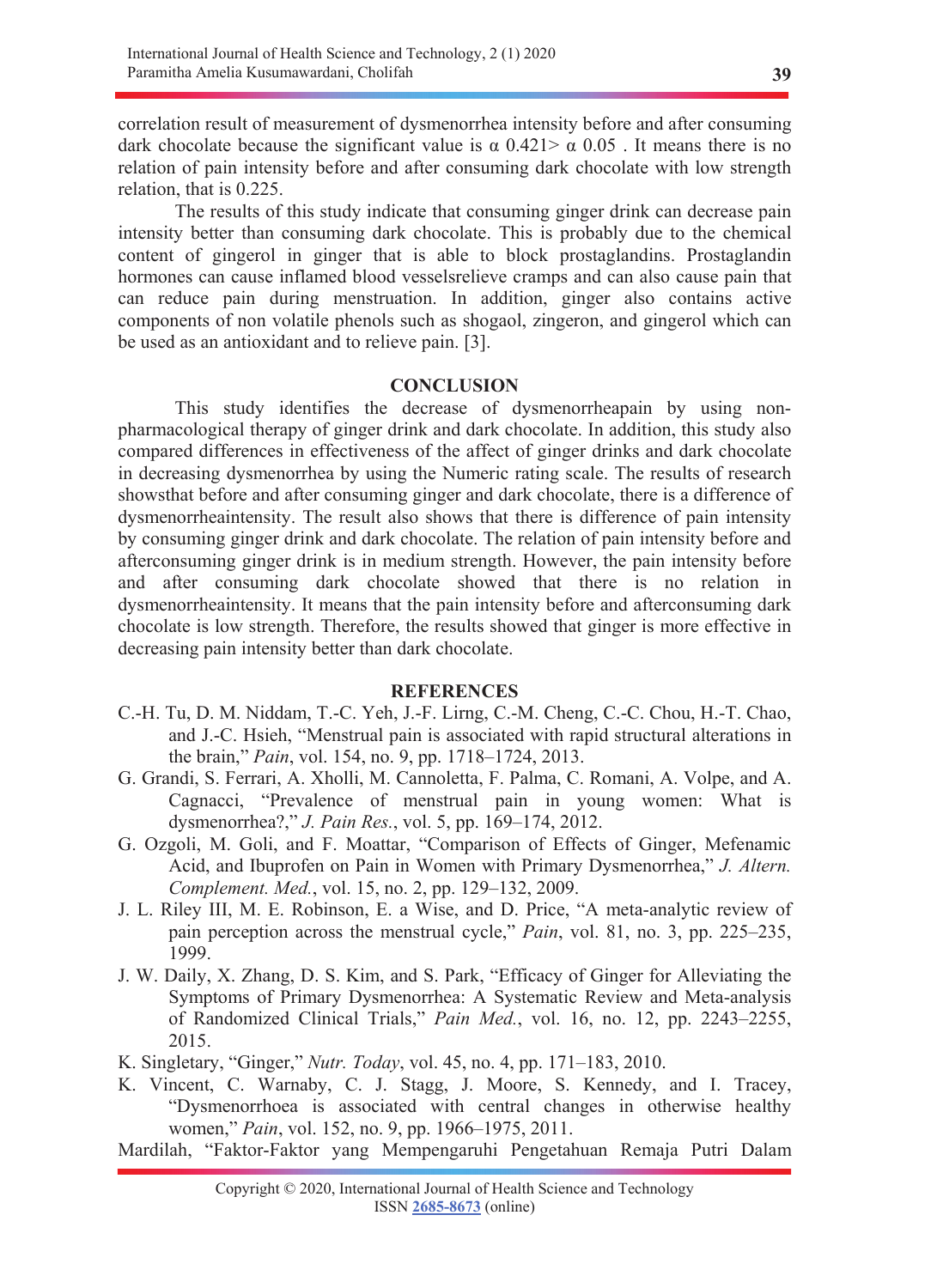correlation result of measurement of dysmenorrhea intensity before and after consuming dark chocolate because the significant value is α 0.421> α 0.05 . It means there is no relation of pain intensity before and after consuming dark chocolate with low strength relation, that is 0.225.

The results of this study indicate that consuming ginger drink can decrease pain intensity better than consuming dark chocolate. This is probably due to the chemical content of gingerol in ginger that is able to block prostaglandins. Prostaglandin hormones can cause inflamed blood vesselsrelieve cramps and can also cause pain that can reduce pain during menstruation. In addition, ginger also contains active components of non volatile phenols such as shogaol, zingeron, and gingerol which can be used as an antioxidant and to relieve pain. [3].

## CONCLUSION

This study identifies the decrease of dysmenorrheapain by using non-pharmacological therapy of ginger drink and dark chocolate. In addition, this study also compared differences in effectiveness of the affect of ginger drinks and dark chocolate in decreasing dysmenorrhea by using the Numeric rating scale. The results of research showsthat before and after consuming ginger and dark chocolate, there is a difference of dysmenorrheaintensity. The result also shows that there is difference of pain intensity by consuming ginger drink and dark chocolate. The relation of pain intensity before and afterconsuming ginger drink is in medium strength. However, the pain intensity before and after consuming dark chocolate showed that there is no relation in dysmenorrheaintensity. It means that the pain intensity before and afterconsuming dark chocolate is low strength. Therefore, the results showed that ginger is more effective in decreasing pain intensity better than dark chocolate.

## REFERENCES

C.-H. Tu, D. M. Niddam, T.-C. Yeh, J.-F. Lirng, C.-M. Cheng, C.-C. Chou, H.-T. Chao, and J.-C. Hsieh, "Menstrual pain is associated with rapid structural alterations in the brain," *Pain*, vol. 154, no. 9, pp. 1718–1724, 2013.

G. Grandi, S. Ferrari, A. Xholli, M. Cannoletta, F. Palma, C. Romani, A. Volpe, and A. Cagnacci, "Prevalence of menstrual pain in young women: What is dysmenorrhea?," *J. Pain Res.*, vol. 5, pp. 169–174, 2012.

G. Ozgoli, M. Goli, and F. Moattar, "Comparison of Effects of Ginger, Mefenamic Acid, and Ibuprofen on Pain in Women with Primary Dysmenorrhea," *J. Altern. Complement. Med.*, vol. 15, no. 2, pp. 129–132, 2009.

J. L. Riley III, M. E. Robinson, E. a Wise, and D. Price, "A meta-analytic review of pain perception across the menstrual cycle," *Pain*, vol. 81, no. 3, pp. 225–235, 1999.

J. W. Daily, X. Zhang, D. S. Kim, and S. Park, "Efficacy of Ginger for Alleviating the Symptoms of Primary Dysmenorrhea: A Systematic Review and Meta-analysis of Randomized Clinical Trials," *Pain Med.*, vol. 16, no. 12, pp. 2243–2255, 2015.

K. Singletary, "Ginger," *Nutr. Today*, vol. 45, no. 4, pp. 171–183, 2010.

K. Vincent, C. Warnaby, C. J. Stagg, J. Moore, S. Kennedy, and I. Tracey, "Dysmenorrhoea is associated with central changes in otherwise healthy women," *Pain*, vol. 152, no. 9, pp. 1966–1975, 2011.

Mardilah, "Faktor-Faktor yang Mempengaruhi Pengetahuan Remaja Putri Dalam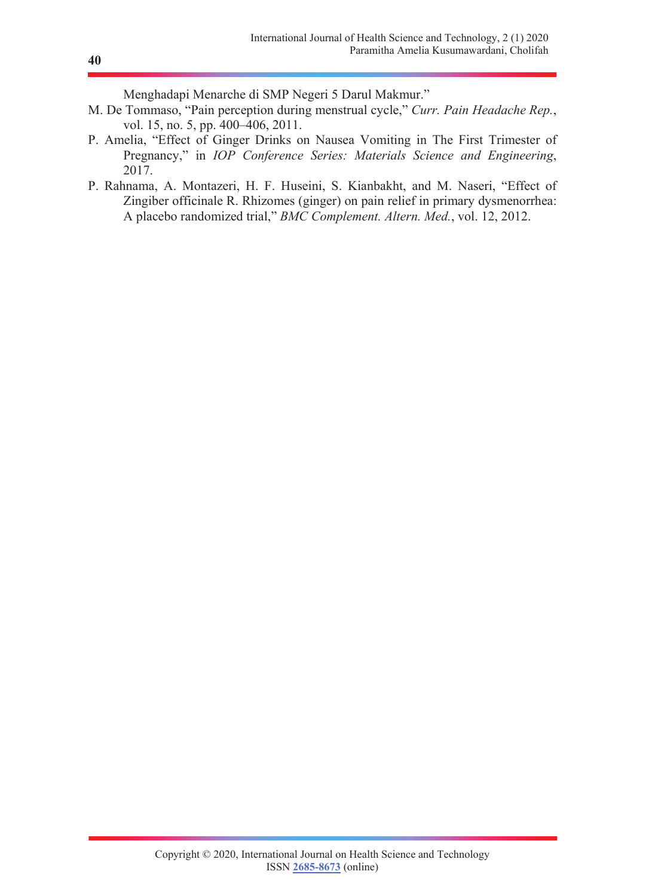Menghadapi Menarche di SMP Negeri 5 Darul Makmur."

M. De Tommaso, "Pain perception during menstrual cycle," *Curr. Pain Headache Rep.*, vol. 15, no. 5, pp. 400–406, 2011.

P. Amelia, "Effect of Ginger Drinks on Nausea Vomiting in The First Trimester of Pregnancy," in *IOP Conference Series: Materials Science and Engineering*, 2017.

P. Rahnama, A. Montazeri, H. F. Huseini, S. Kianbakht, and M. Naseri, "Effect of Zingiber officinale R. Rhizomes (ginger) on pain relief in primary dysmenorrhea: A placebo randomized trial," *BMC Complement. Altern. Med.*, vol. 12, 2012.